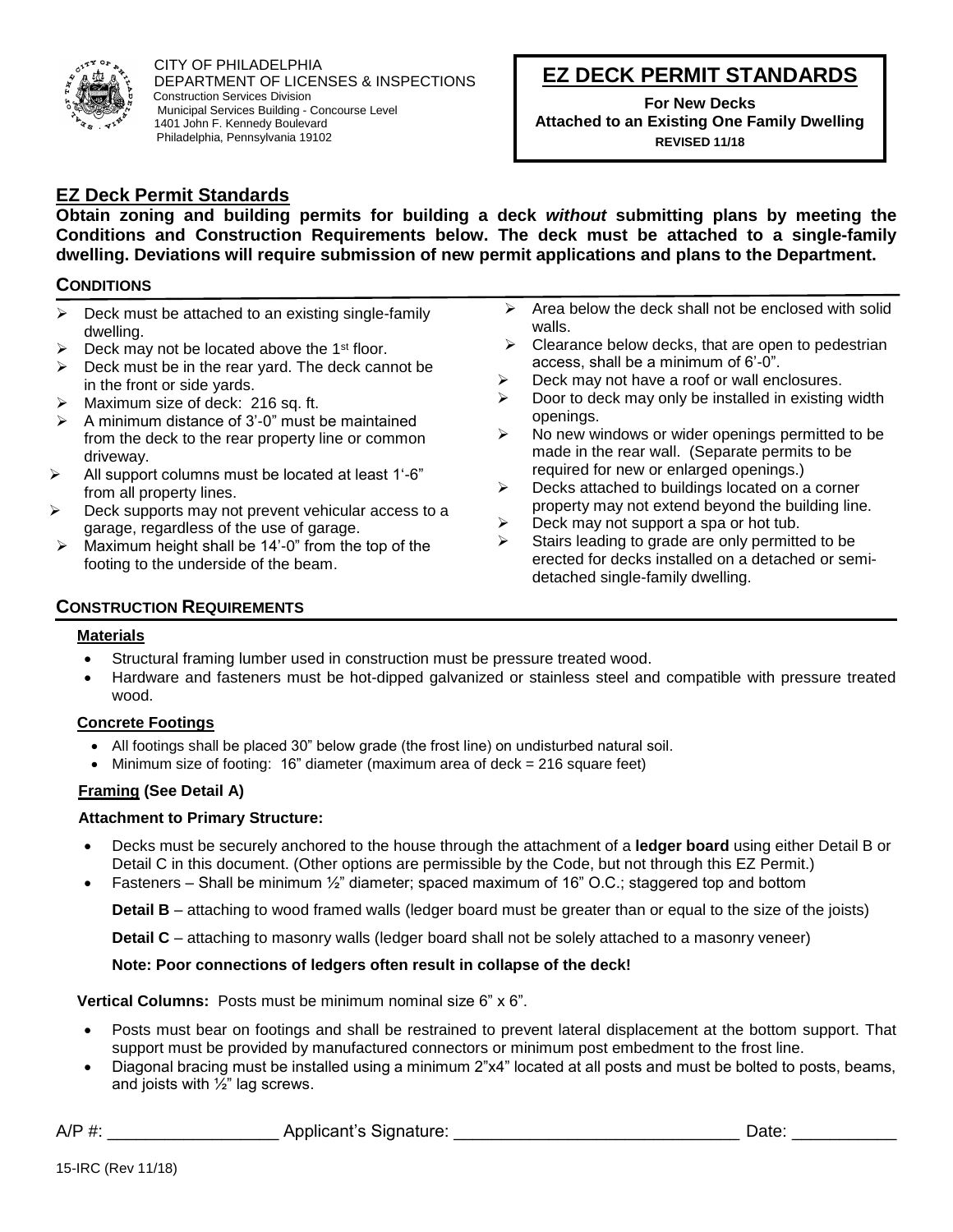CITY OF PHILADELPHIA
DEPARTMENT OF LICENSES & INSPECTIONS
Construction Services Division
Municipal Services Building - Concourse Level
1401 John F. Kennedy Boulevard
Philadelphia, Pennsylvania 19102

# EZ DECK PERMIT STANDARDS

**For New Decks**
**Attached to an Existing One Family Dwelling**
**REVISED 11/18**

## EZ Deck Permit Standards

**Obtain zoning and building permits for building a deck *without* submitting plans by meeting the Conditions and Construction Requirements below. The deck must be attached to a single-family dwelling. Deviations will require submission of new permit applications and plans to the Department.**

### CONDITIONS

- Deck must be attached to an existing single-family dwelling.
- Deck may not be located above the 1st floor.
- Deck must be in the rear yard. The deck cannot be in the front or side yards.
- Maximum size of deck: 216 sq. ft.
- A minimum distance of 3'-0" must be maintained from the deck to the rear property line or common driveway.
- All support columns must be located at least 1'-6" from all property lines.
- Deck supports may not prevent vehicular access to a garage, regardless of the use of garage.
- Maximum height shall be 14'-0" from the top of the footing to the underside of the beam.
- Area below the deck shall not be enclosed with solid walls.
- Clearance below decks, that are open to pedestrian access, shall be a minimum of 6'-0".
- Deck may not have a roof or wall enclosures.
- Door to deck may only be installed in existing width openings.
- No new windows or wider openings permitted to be made in the rear wall. (Separate permits to be required for new or enlarged openings.)
- Decks attached to buildings located on a corner property may not extend beyond the building line.
- Deck may not support a spa or hot tub.
- Stairs leading to grade are only permitted to be erected for decks installed on a detached or semi-detached single-family dwelling.

### CONSTRUCTION REQUIREMENTS

#### Materials

- Structural framing lumber used in construction must be pressure treated wood.
- Hardware and fasteners must be hot-dipped galvanized or stainless steel and compatible with pressure treated wood.

#### Concrete Footings

- All footings shall be placed 30" below grade (the frost line) on undisturbed natural soil.
- Minimum size of footing: 16" diameter (maximum area of deck = 216 square feet)

#### Framing (See Detail A)

**Attachment to Primary Structure:**

- Decks must be securely anchored to the house through the attachment of a **ledger board** using either Detail B or Detail C in this document. (Other options are permissible by the Code, but not through this EZ Permit.)
- Fasteners – Shall be minimum ½" diameter; spaced maximum of 16" O.C.; staggered top and bottom

  **Detail B** – attaching to wood framed walls (ledger board must be greater than or equal to the size of the joists)

  **Detail C** – attaching to masonry walls (ledger board shall not be solely attached to a masonry veneer)

  **Note: Poor connections of ledgers often result in collapse of the deck!**

**Vertical Columns:** Posts must be minimum nominal size 6" x 6".

- Posts must bear on footings and shall be restrained to prevent lateral displacement at the bottom support. That support must be provided by manufactured connectors or minimum post embedment to the frost line.
- Diagonal bracing must be installed using a minimum 2"x4" located at all posts and must be bolted to posts, beams, and joists with ½" lag screws.

A/P #: __________________ Applicant's Signature: ______________________________ Date: ___________

15-IRC (Rev 11/18)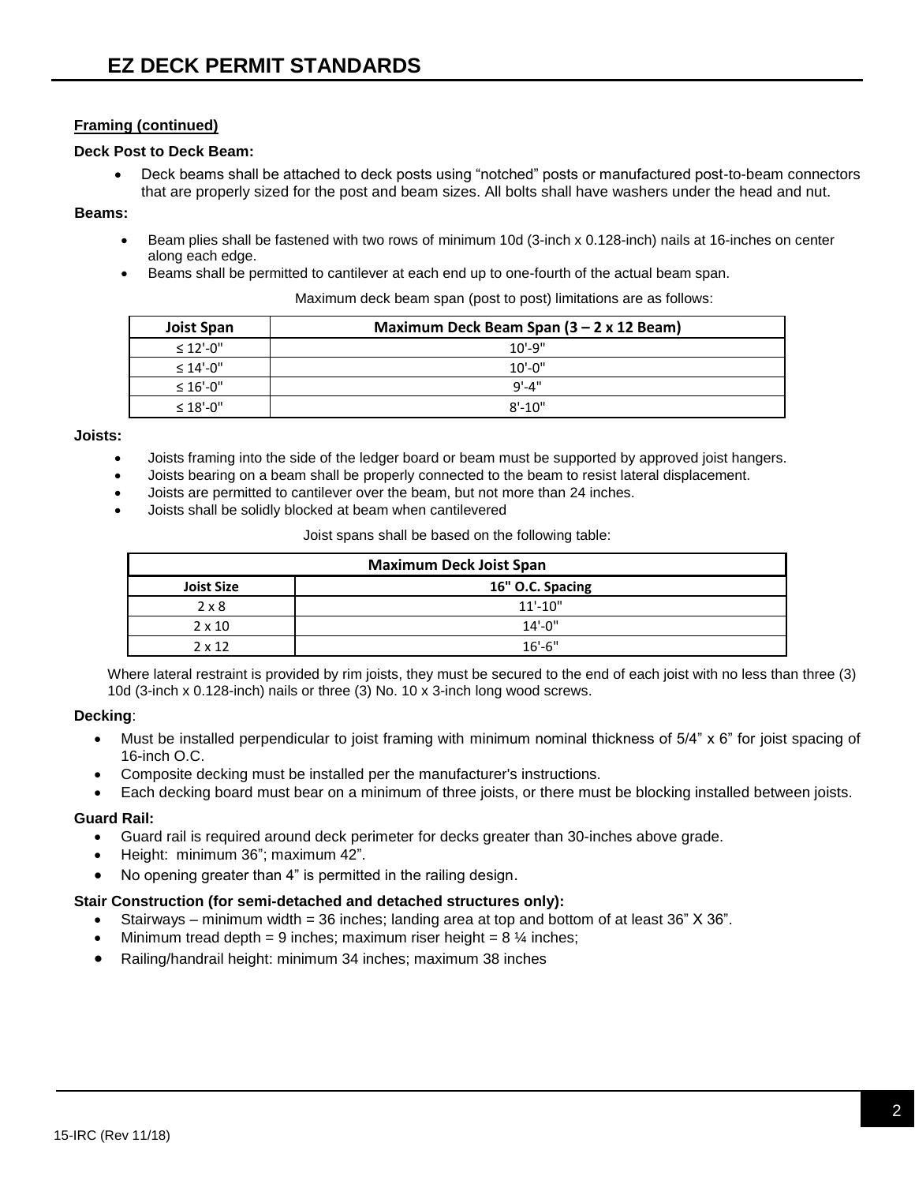# EZ DECK PERMIT STANDARDS

**Framing (continued)**

**Deck Post to Deck Beam:**

- Deck beams shall be attached to deck posts using "notched" posts or manufactured post-to-beam connectors that are properly sized for the post and beam sizes. All bolts shall have washers under the head and nut.

**Beams:**

- Beam plies shall be fastened with two rows of minimum 10d (3-inch x 0.128-inch) nails at 16-inches on center along each edge.
- Beams shall be permitted to cantilever at each end up to one-fourth of the actual beam span.

Maximum deck beam span (post to post) limitations are as follows:

| Joist Span | Maximum Deck Beam Span (3 – 2 x 12 Beam) |
|---|---|
| ≤ 12'-0" | 10'-9" |
| ≤ 14'-0" | 10'-0" |
| ≤ 16'-0" | 9'-4" |
| ≤ 18'-0" | 8'-10" |

**Joists:**

- Joists framing into the side of the ledger board or beam must be supported by approved joist hangers.
- Joists bearing on a beam shall be properly connected to the beam to resist lateral displacement.
- Joists are permitted to cantilever over the beam, but not more than 24 inches.
- Joists shall be solidly blocked at beam when cantilevered

Joist spans shall be based on the following table:

| Maximum Deck Joist Span | |
|---|---|
| **Joist Size** | **16" O.C. Spacing** |
| 2 x 8 | 11'-10" |
| 2 x 10 | 14'-0" |
| 2 x 12 | 16'-6" |

Where lateral restraint is provided by rim joists, they must be secured to the end of each joist with no less than three (3) 10d (3-inch x 0.128-inch) nails or three (3) No. 10 x 3-inch long wood screws.

**Decking**:

- Must be installed perpendicular to joist framing with minimum nominal thickness of 5/4" x 6" for joist spacing of 16-inch O.C.
- Composite decking must be installed per the manufacturer's instructions.
- Each decking board must bear on a minimum of three joists, or there must be blocking installed between joists.

**Guard Rail:**

- Guard rail is required around deck perimeter for decks greater than 30-inches above grade.
- Height: minimum 36"; maximum 42".
- No opening greater than 4" is permitted in the railing design.

**Stair Construction (for semi-detached and detached structures only):**

- Stairways – minimum width = 36 inches; landing area at top and bottom of at least 36" X 36".
- Minimum tread depth = 9 inches; maximum riser height = 8 ¼ inches;
- Railing/handrail height: minimum 34 inches; maximum 38 inches

15-IRC (Rev 11/18)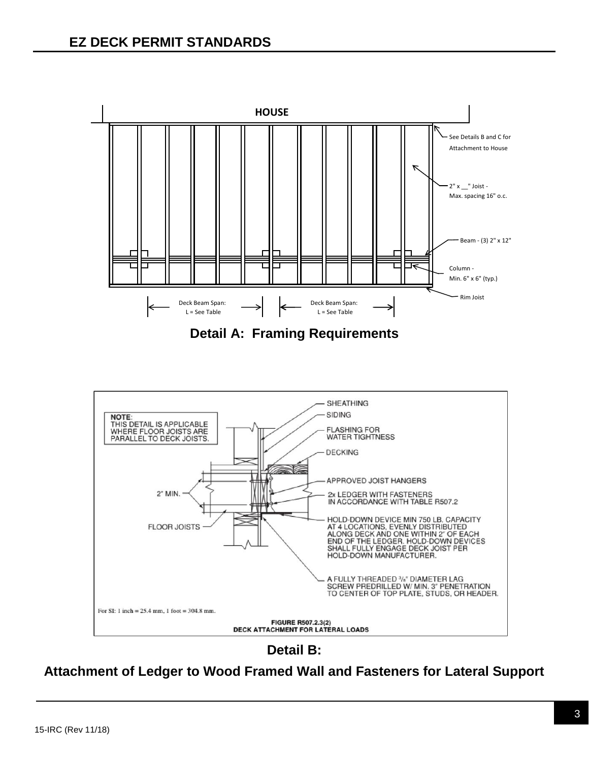## EZ DECK PERMIT STANDARDS

HOUSE

See Details B and C for Attachment to House

2" x __" Joist - Max. spacing 16" o.c.

Beam - (3) 2" x 12"

Column - Min. 6" x 6" (typ.)

Rim Joist

Deck Beam Span: L = See Table

Deck Beam Span: L = See Table

**Detail A: Framing Requirements**

NOTE: THIS DETAIL IS APPLICABLE WHERE FLOOR JOISTS ARE PARALLEL TO DECK JOISTS.

SHEATHING

SIDING

FLASHING FOR WATER TIGHTNESS

DECKING

APPROVED JOIST HANGERS

2" MIN.

2x LEDGER WITH FASTENERS IN ACCORDANCE WITH TABLE R507.2

FLOOR JOISTS

HOLD-DOWN DEVICE MIN 750 LB. CAPACITY AT 4 LOCATIONS, EVENLY DISTRIBUTED ALONG DECK AND ONE WITHIN 2" OF EACH END OF THE LEDGER. HOLD-DOWN DEVICES SHALL FULLY ENGAGE DECK JOIST PER HOLD-DOWN MANUFACTURER.

A FULLY THREADED 3/8" DIAMETER LAG SCREW PREDRILLED W/ MIN. 3" PENETRATION TO CENTER OF TOP PLATE, STUDS, OR HEADER.

For SI: 1 inch = 25.4 mm, 1 foot = 304.8 mm.

FIGURE R507.2.3(2)
DECK ATTACHMENT FOR LATERAL LOADS

**Detail B:**

**Attachment of Ledger to Wood Framed Wall and Fasteners for Lateral Support**

15-IRC (Rev 11/18)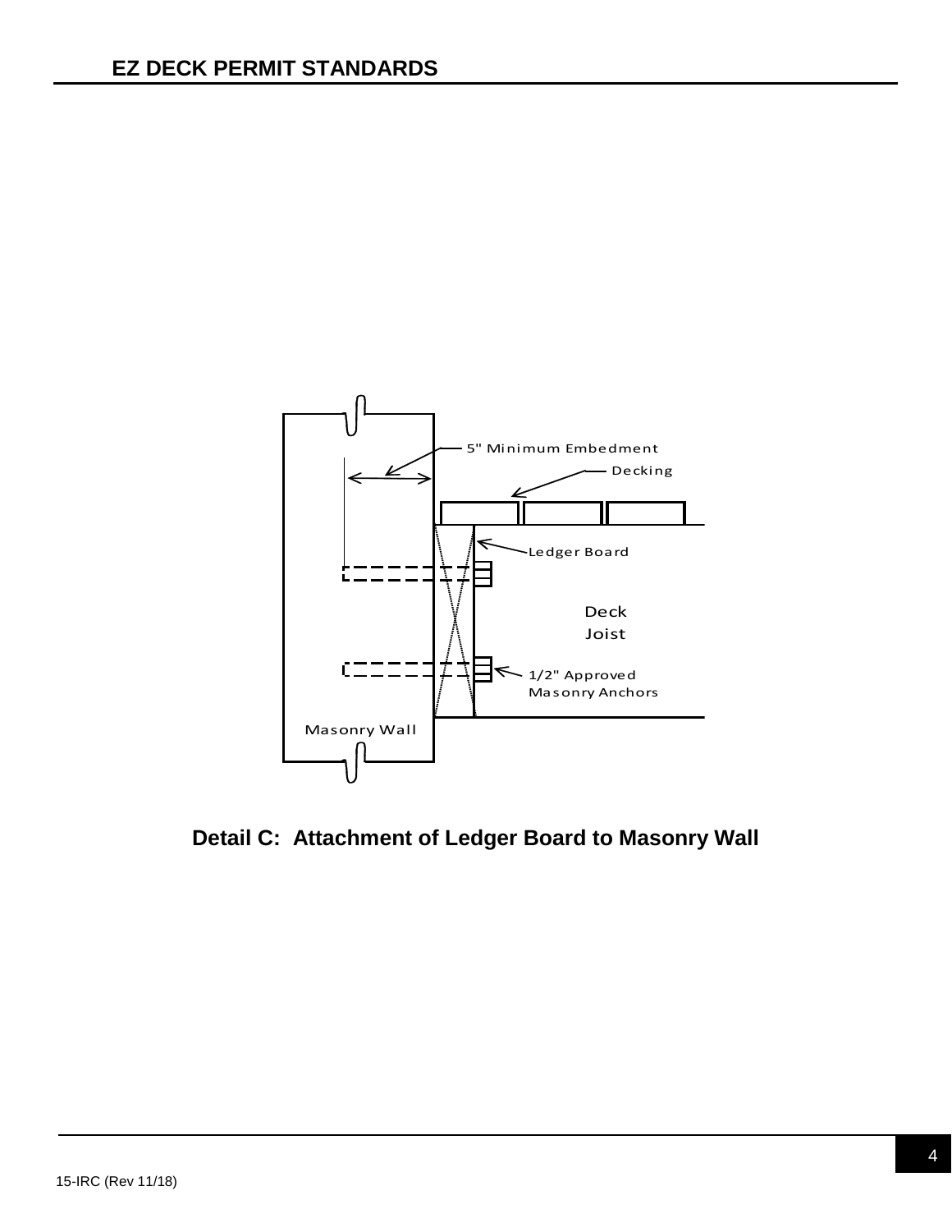5" Minimum Embedment

Decking

Ledger Board

Deck
Joist

1/2" Approved
Masonry Anchors

Masonry Wall

**Detail C: Attachment of Ledger Board to Masonry Wall**

15-IRC (Rev 11/18)